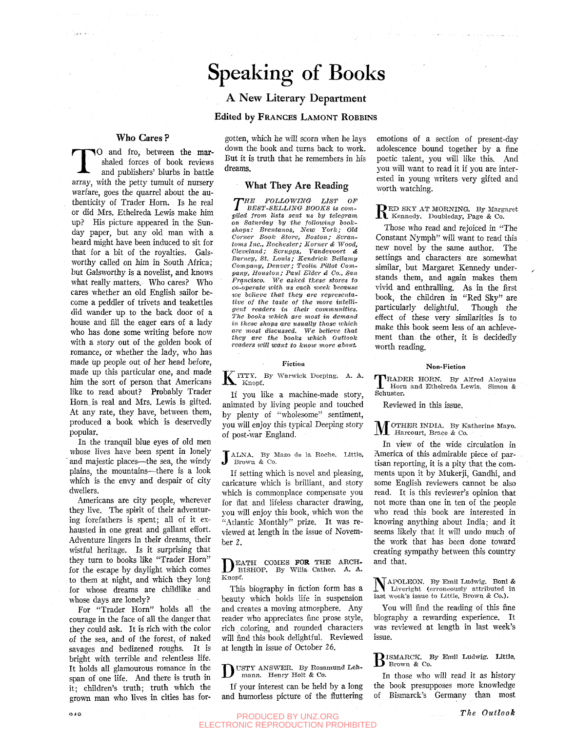# Speaking of Books

## A New Literary Department

### Edited by FRANCES LAMONT ROBBINS

### Who Cares?

To and fro, between the marshaled forces of book reviews and publishers' blurbs in battle array, with the petty tumult of nursery warfare, goes the quarrel about the authenticity of Trader Horn. Is he real or did Mrs. Ethelreda Lewis make him up? His picture appeared in the Sunday paper, but any old man with a beard might have been induced to sit for that for a bit of the royalties. Galsworthy called on him in South Africa; but Galsworthy is a novelist, and knows what really matters. Who cares? Who cares whether an old English sailor become a peddler of trivets and teakettles did wander up to the back door of a house and fill the eager ears of a lady who has done some writing before now with a story out of the golden book of romance, or whether the lady, who has made up people out of her head before, made up this particular one, and made him the sort of person that Americans like to read about? Probably Trader Horn is real and Mrs. Lewis is gifted. At any rate, they have, between them, produced a book which is deservedly popular.

In the tranquil blue eyes of old men whose lives have been spent in lonely and majestic places—the sea, the windy plains, the mountains—there is a look which is the envy and despair of city dwellers.

Americans are city people, wherever they live. The spirit of their adventuring forefathers is spent; all of it exhausted in one great and gallant effort. Adventure lingers in their dreams, their wistful heritage. Is it surprising that they turn to books like "Trader Horn" for the escape by daylight which comes to them at night, and which they long for whose dreams are childlike and whose days are lonely?

For "Trader Horn" holds all the courage in the face of all the danger that they could ask. It is rich with the color of the sea, and of the forest, of naked savages and bedizened roughs. It is bright with terrible and relentless life. It holds all glamourous romance in the span of one life. And there is truth in it; children's truth; truth which the grown man who lives in cities has forgotten, which he will scorn when he lays down the book and turns back to work. But it is truth that he remembers in his dreams.

### What They Are Reading

*The following list of best-selling books is compiled from lists sent us by telegram on Saturday by the following bookshops: Brentanos, New York; Old Corner Book Store, Boston; Scrantoms Inc., Rochester; Korner & Wood, Cleveland; Scruggs, Vandevoort & Barney, St. Louis; Kendrick Bellamy Company, Denver; Teolin Pillot Company, Houston; Paul Elder & Co., San Francisco. We asked these stores to co-operate with us each week because we believe that they are representative of the taste of the more intelligent readers in their communities. The books which are most in demand in these shops are usually those which are most discussed. We believe that they are the books which Outlook readers will want to know more about.*

#### Fiction

KITTY. By Warwick Deeping. A. A. Knopf.

If you like a machine-made story, animated by living people and touched by plenty of "wholesome" sentiment, you will enjoy this typical Deeping story of post-war England.

JALNA. By Mazo de la Roche. Little, Brown & Co.

If setting which is novel and pleasing, caricature which is brilliant, and story which is commonplace compensate you for flat and lifeless character drawing, you will enjoy this book, which won the "Atlantic Monthly" prize. It was reviewed at length in the issue of November 2.

DEATH COMES FOR THE ARCHBISHOP. By Willa Cather. A. A. Knopf.

This biography in fiction form has a beauty which holds life in suspension and creates a moving atmosphere. Any reader who appreciates fine prose style, rich coloring, and rounded characters will find this book delightful. Reviewed at length in issue of October 26.

DUSTY ANSWER. By Rosamund Lehmann. Henry Holt & Co.

If your interest can be held by a long and humorless picture of the fluttering emotions of a section of present-day adolescence bound together by a fine poetic talent, you will like this. And you will want to read it if you are interested in young writers very gifted and worth watching.

RED SKY AT MORNING. By Margaret Kennedy. Doubleday, Page & Co.

Those who read and rejoiced in "The Constant Nymph" will want to read this new novel by the same author. The settings and characters are somewhat similar, but Margaret Kennedy understands them, and again makes them vivid and enthralling. As in the first book, the children in "Red Sky" are particularly delightful. Though the effect of these very similarities is to make this book seem less of an achievement than the other, it is decidedly worth reading.

#### Non-Fiction

TRADER HORN. By Alfred Aloysius Horn and Ethelreda Lewis. Simon & Schuster.

Reviewed in this issue.

MOTHER INDIA. By Katherine Mayo. Harcourt, Brace & Co.

In view of the wide circulation in America of this admirable piece of partisan reporting, it is a pity that the comments upon it by Mukerji, Gandhi, and some English reviewers cannot be also read. It is this reviewer's opinion that not more than one in ten of the people who read this book are interested in knowing anything about India; and it seems likely that it will undo much of the work that has been done toward creating sympathy between this country and that.

NAPOLEON. By Emil Ludwig. Boni & Liveright (erroneously attributed in last week's issue to Little, Brown & Co.).

You will find the reading of this fine biography a rewarding experience. It was reviewed at length in last week's issue.

BISMARCK. By Emil Ludwig. Little, Brown & Co.

In those who will read it as history the book presupposes more knowledge of Bismarck's Germany than most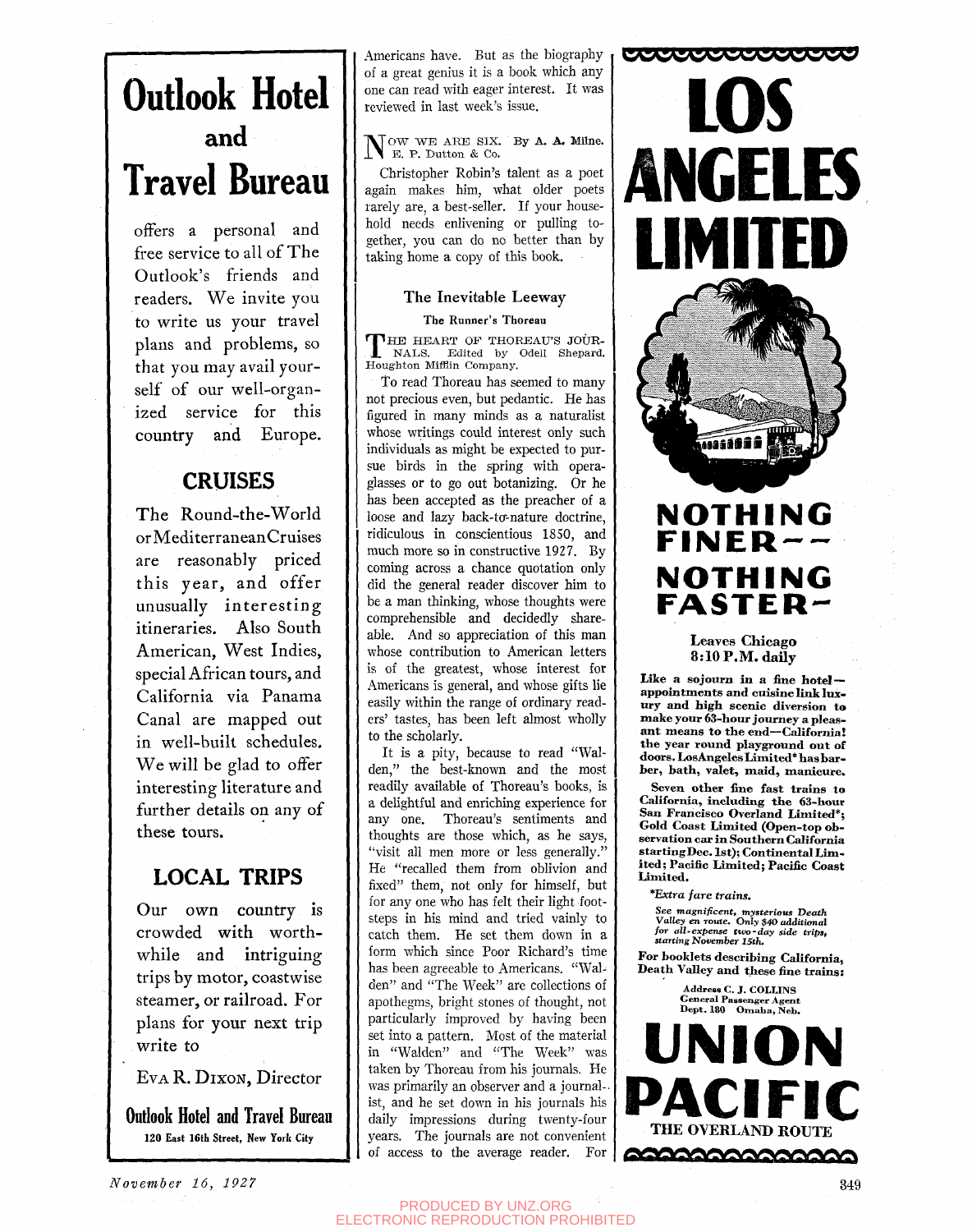# Outlook Hotel and Travel Bureau

offers a personal and free service to all of The Outlook's friends and readers. We invite you to write us your travel plans and problems, so that you may avail yourself of our well-organized service for this country and Europe.

## CRUISES

The Round-the-World or Mediterranean Cruises are reasonably priced this year, and offer unusually interesting itineraries. Also South American, West Indies, special African tours, and California via Panama Canal are mapped out in well-built schedules. We will be glad to offer interesting literature and further details on any of these tours.

## LOCAL TRIPS

Our own country is crowded with worth-while and intriguing trips by motor, coastwise steamer, or railroad. For plans for your next trip write to

EVA R. DIXON, Director

**Outlook Hotel and Travel Bureau**
120 East 16th Street, New York City

---

Americans have. But as the biography of a great genius it is a book which any one can read with eager interest. It was reviewed in last week's issue.

NOW WE ARE SIX. By A. A. Milne. E. P. Dutton & Co.

Christopher Robin's talent as a poet again makes him, what older poets rarely are, a best-seller. If your household needs enlivening or pulling together, you can do no better than by taking home a copy of this book.

### The Inevitable Leeway

**The Runner's Thoreau**

THE HEART OF THOREAU'S JOURNALS. Edited by Odell Shepard. Houghton Mifflin Company.

To read Thoreau has seemed to many not precious even, but pedantic. He has figured in many minds as a naturalist whose writings could interest only such individuals as might be expected to pursue birds in the spring with opera-glasses or to go out botanizing. Or he has been accepted as the preacher of a loose and lazy back-to-nature doctrine, ridiculous in conscientious 1850, and much more so in constructive 1927. By coming across a chance quotation only did the general reader discover him to be a man thinking, whose thoughts were comprehensible and decidedly shareable. And so appreciation of this man whose contribution to American letters is of the greatest, whose interest for Americans is general, and whose gifts lie easily within the range of ordinary readers' tastes, has been left almost wholly to the scholarly.

It is a pity, because to read "Walden," the best-known and the most readily available of Thoreau's books, is a delightful and enriching experience for any one. Thoreau's sentiments and thoughts are those which, as he says, "visit all men more or less generally." He "recalled them from oblivion and fixed" them, not only for himself, but for any one who has felt their light footsteps in his mind and tried vainly to catch them. He set them down in a form which since Poor Richard's time has been agreeable to Americans. "Walden" and "The Week" are collections of apothegms, bright stones of thought, not particularly improved by having been set into a pattern. Most of the material in "Walden" and "The Week" was taken by Thoreau from his journals. He was primarily an observer and a journalist, and he set down in his journals his daily impressions during twenty-four years. The journals are not convenient of access to the average reader. For

---

# LOS ANGELES LIMITED

**NOTHING FINER— NOTHING FASTER—**

**Leaves Chicago 8:10 P.M. daily**

**Like a sojourn in a fine hotel—appointments and cuisine link luxury and high scenic diversion to make your 63-hour journey a pleasant means to the end—California! the year round playground out of doors. Los Angeles Limited\* has barber, bath, valet, maid, manicure.**

**Seven other fine fast trains to California, including the 63-hour San Francisco Overland Limited\*; Gold Coast Limited (Open-top observation car in Southern California starting Dec. 1st); Continental Limited; Pacific Limited; Pacific Coast Limited.**

*\*Extra fare trains.*

*See magnificent, mysterious Death Valley en route. Only $40 additional for all-expense two-day side trips, starting November 15th.*

**For booklets describing California, Death Valley and these fine trains:**

Address C. J. COLLINS
General Passenger Agent
Dept. 180 Omaha, Neb.

# UNION PACIFIC

THE OVERLAND ROUTE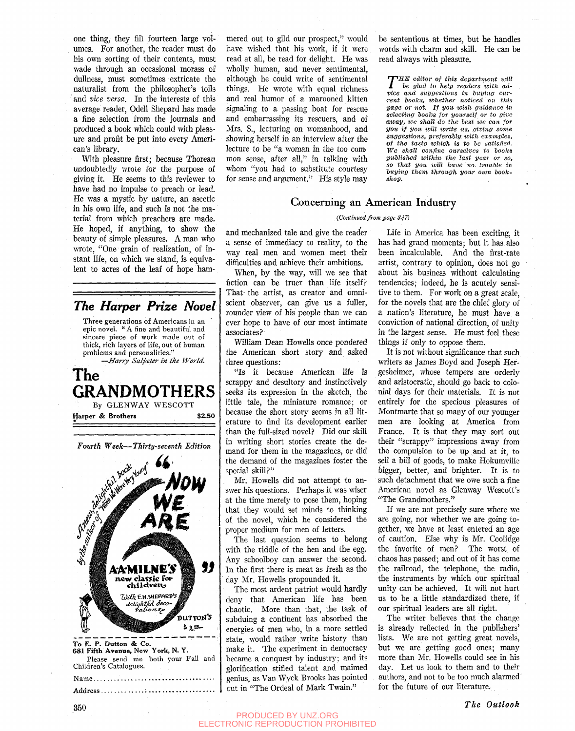one thing, they fill fourteen large volumes. For another, the reader must do his own sorting of their contents, must wade through an occasional morass of dullness, must sometimes extricate the naturalist from the philosopher's toils and *vice versa*. In the interests of this average reader, Odell Shepard has made a fine selection from the journals and produced a book which could with pleasure and profit be put into every American's library.

With pleasure first; because Thoreau undoubtedly wrote for the purpose of giving it. He seems to this reviewer to have had no impulse to preach or lead. He was a mystic by nature, an ascetic in his own life, and such is not the material from which preachers are made. He hoped, if anything, to show the beauty of simple pleasures. A man who wrote, "One grain of realization, of instant life, on which we stand, is equivalent to acres of the leaf of hope hammered out to gild our prospect," would have wished that his work, if it were read at all, be read for delight. He was wholly human, and never sentimental, although he could write of sentimental things. He wrote with equal richness and real humor of a marooned kitten signaling to a passing boat for rescue and embarrassing its rescuers, and of Mrs. S., lecturing on womanhood, and showing herself in an interview after the lecture to be "a woman in the too common sense, after all," in talking with whom "you had to substitute courtesy for sense and argument." His style may be sententious at times, but he handles words with charm and skill. He can be read always with pleasure.

*THE editor of this department will be glad to help readers with advice and suggestions in buying current books, whether noticed on this page or not. If you wish guidance in selecting books for yourself or to give away, we shall do the best we can for you if you will write us, giving some suggestions, preferably with examples, of the taste which is to be satisfied. We shall confine ourselves to books published within the last year or so, so that you will have no trouble in buying them through your own bookshop.*

---

## *The Harper Prize Novel*

Three generations of Americans in an epic novel. "A fine and beautiful and sincere piece of work made out of thick, rich layers of life, out of human problems and personalities."
—*Harry Salpeter in the World.*

**The GRANDMOTHERS**
By GLENWAY WESCOTT
**Harper & Brothers** $2.50

---

*Fourth Week—Thirty-seventh Edition*

A new, delightful book by the author of "When We Were Very Young"

**"NOW WE ARE 6"**

**A.A. MILNE'S** new classic for children
With E.H. SHEPARD'S delightful decorations
DUTTON'S $2.00

To **E. P. Dutton & Co.**
**681 Fifth Avenue, New York, N. Y.**
Please send me both your Fall and Children's Catalogues.

Name....................................

Address..................................

---

## Concerning an American Industry

*(Continued from page 347)*

and mechanized tale and give the reader a sense of immediacy to reality, to the way real men and women meet their difficulties and achieve their ambitions.

When, by the way, will we see that fiction can be truer than life itself? That the artist, as creator and omniscient observer, can give us a fuller, rounder view of his people than we can ever hope to have of our most intimate associates?

William Dean Howells once pondered the American short story and asked three questions:

"Is it because American life is scrappy and desultory and instinctively seeks its expression in the sketch, the little tale, the miniature romance; or because the short story seems in all literature to find its development earlier than the full-sized novel? Did our skill in writing short stories create the demand for them in the magazines, or did the demand of the magazines foster the special skill?"

Mr. Howells did not attempt to answer his questions. Perhaps it was wiser at the time merely to pose them, hoping that they would set minds to thinking of the novel, which he considered the proper medium for men of letters.

The last question seems to belong with the riddle of the hen and the egg. Any schoolboy can answer the second. In the first there is meat as fresh as the day Mr. Howells propounded it.

The most ardent patriot would hardly deny that American life has been chaotic. More than that, the task of subduing a continent has absorbed the energies of men who, in a more settled state, would rather write history than make it. The experiment in democracy became a conquest by industry; and its glorification stifled talent and maimed genius, as Van Wyck Brooks has pointed out in "The Ordeal of Mark Twain."

Life in America has been exciting, it has had grand moments; but it has also been incalculable. And the first-rate artist, contrary to opinion, does not go about his business without calculating tendencies; indeed, he is acutely sensitive to them. For work on a great scale, for the novels that are the chief glory of a nation's literature, he must have a conviction of national direction, of unity in the largest sense. He must feel these things if only to oppose them.

It is not without significance that such writers as James Boyd and Joseph Hergesheimer, whose tempers are orderly and aristocratic, should go back to colonial days for their materials. It is not entirely for the specious pleasures of Montmarte that so many of our younger men are looking at America from France. It is that they may sort out their "scrappy" impressions away from the compulsion to be up and at it, to sell a bill of goods, to make Hokumville bigger, better, and brighter. It is to such detachment that we owe such a fine American novel as Glenway Wescott's "The Grandmothers."

If we are not precisely sure where we are going, nor whether we are going together, we have at least entered an age of caution. Else why is Mr. Coolidge the favorite of men? The worst of chaos has passed; and out of it has come the railroad, the telephone, the radio, the instruments by which our spiritual unity can be achieved. It will not hurt us to be a little standardized there, if our spiritual leaders are all right.

The writer believes that the change is already reflected in the publishers' lists. We are not getting great novels, but we are getting good ones; many more than Mr. Howells could see in his day. Let us look to them and to their authors, and not to be too much alarmed for the future of our literature.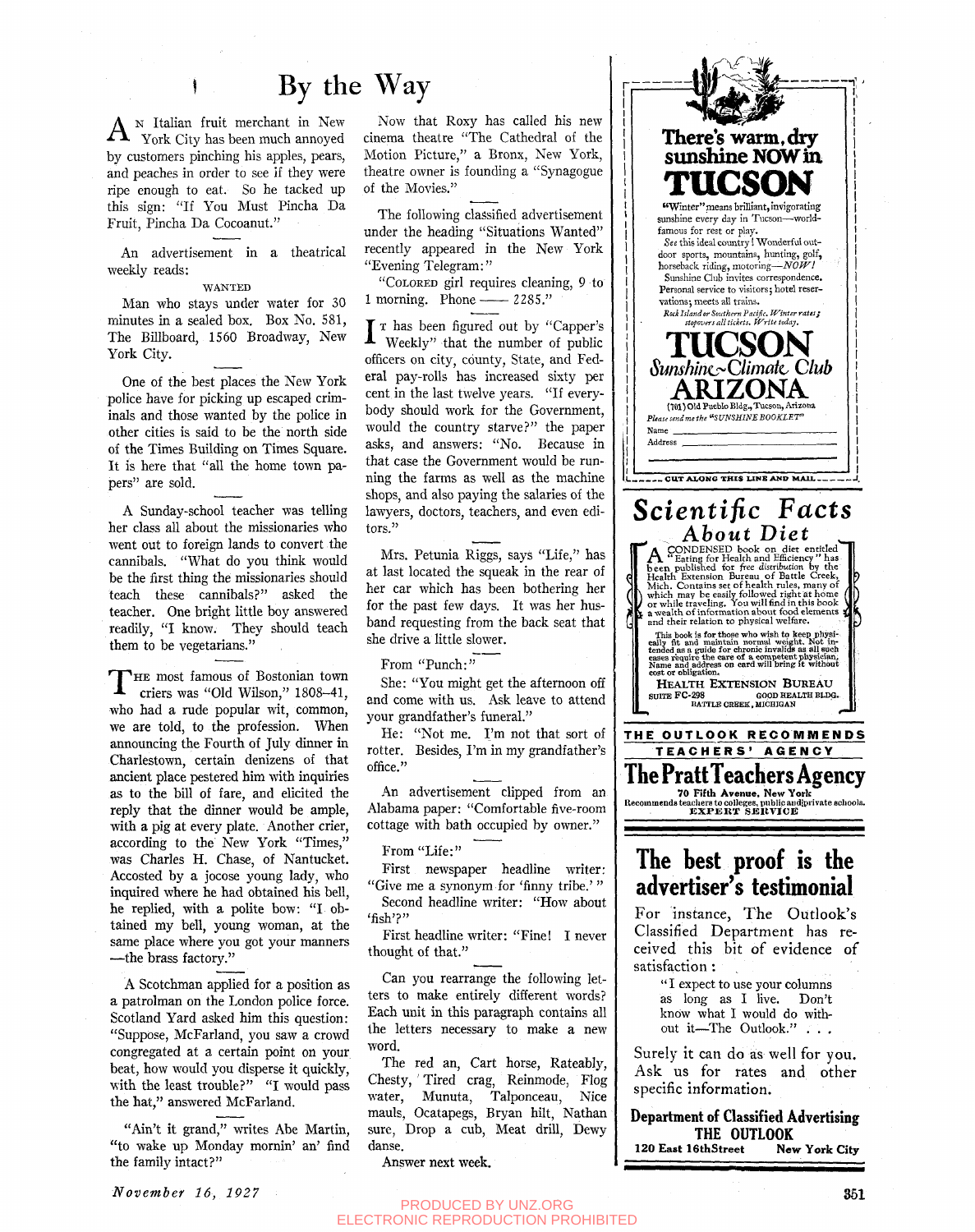# By the Way

An Italian fruit merchant in New York City has been much annoyed by customers pinching his apples, pears, and peaches in order to see if they were ripe enough to eat. So he tacked up this sign: "If You Must Pincha Da Fruit, Pincha Da Cocoanut."

An advertisement in a theatrical weekly reads:

WANTED

Man who stays under water for 30 minutes in a sealed box. Box No. 581, The Billboard, 1560 Broadway, New York City.

One of the best places the New York police have for picking up escaped criminals and those wanted by the police in other cities is said to be the north side of the Times Building on Times Square. It is here that "all the home town papers" are sold.

A Sunday-school teacher was telling her class all about the missionaries who went out to foreign lands to convert the cannibals. "What do you think would be the first thing the missionaries should teach these cannibals?" asked the teacher. One bright little boy answered readily, "I know. They should teach them to be vegetarians."

The most famous of Bostonian town criers was "Old Wilson," 1808–41, who had a rude popular wit, common, we are told, to the profession. When announcing the Fourth of July dinner in Charlestown, certain denizens of that ancient place pestered him with inquiries as to the bill of fare, and elicited the reply that the dinner would be ample, with a pig at every plate. Another crier, according to the New York "Times," was Charles H. Chase, of Nantucket. Accosted by a jocose young lady, who inquired where he had obtained his bell, he replied, with a polite bow: "I obtained my bell, young woman, at the same place where you got your manners—the brass factory."

A Scotchman applied for a position as a patrolman on the London police force. Scotland Yard asked him this question: "Suppose, McFarland, you saw a crowd congregated at a certain point on your beat, how would you disperse it quickly, with the least trouble?" "I would pass the hat," answered McFarland.

"Ain't it grand," writes Abe Martin, "to wake up Monday mornin' an' find the family intact?"

Now that Roxy has called his new cinema theatre "The Cathedral of the Motion Picture," a Bronx, New York, theatre owner is founding a "Synagogue of the Movies."

The following classified advertisement under the heading "Situations Wanted" recently appeared in the New York "Evening Telegram:"

"Colored girl requires cleaning, 9 to 1 morning. Phone —— 2285."

It has been figured out by "Capper's Weekly" that the number of public officers on city, county, State, and Federal pay-rolls has increased sixty per cent in the last twelve years. "If everybody should work for the Government, would the country starve?" the paper asks, and answers: "No. Because in that case the Government would be running the farms as well as the machine shops, and also paying the salaries of the lawyers, doctors, teachers, and even editors."

Mrs. Petunia Riggs, says "Life," has at last located the squeak in the rear of her car which has been bothering her for the past few days. It was her husband requesting from the back seat that she drive a little slower.

From "Punch:"

She: "You might get the afternoon off and come with us. Ask leave to attend your grandfather's funeral."

He: "Not me. I'm not that sort of rotter. Besides, I'm in my grandfather's office."

An advertisement clipped from an Alabama paper: "Comfortable five-room cottage with bath occupied by owner."

From "Life:"

First newspaper headline writer: "Give me a synonym for 'finny tribe.'"

Second headline writer: "How about 'fish'?"

First headline writer: "Fine! I never thought of that."

Can you rearrange the following letters to make entirely different words? Each unit in this paragraph contains all the letters necessary to make a new word.

The red an, Cart horse, Rateably, Chesty, Tired crag, Reinmode, Flog water, Munuta, Talponceau, Nice mauls, Ocatapegs, Bryan hilt, Nathan sure, Drop a cub, Meat drill, Dewy danse.

Answer next week.

November 16, 1927

---

## There's warm, dry sunshine NOW in TUCSON

"Winter" means brilliant, invigorating sunshine every day in Tucson—world-famous for rest or play.

*See* this ideal country! Wonderful outdoor sports, mountains, hunting, golf, horseback riding, motoring—*NOW!*

Sunshine Club invites correspondence. Personal service to visitors; hotel reservations; meets all trains.

*Rock Island or Southern Pacific. Winter rates; stopovers all tickets. Write today.*

**TUCSON** *Sunshine-Climate Club* **ARIZONA**

(701) Old Pueblo Bldg., Tucson, Arizona

*Please send me the "SUNSHINE BOOKLET"*

Name ____________

Address ____________

CUT ALONG THIS LINE AND MAIL

---

## Scientific Facts About Diet

A CONDENSED book on diet entitled "Eating for Health and Efficiency" has been published for *free distribution* by the Health Extension Bureau of Battle Creek, Mich. Contains set of health rules, many of which may be easily followed right at home or while traveling. You will find in this book a wealth of information about food elements and their relation to physical welfare.

This book is for those who wish to keep physically fit and maintain normal weight. Not intended as a guide for chronic invalids as all such cases require the care of a competent physician. Name and address on card will bring it without cost or obligation.

HEALTH EXTENSION BUREAU
SUITE FC-298 GOOD HEALTH BLDG.
BATTLE CREEK, MICHIGAN

---

THE OUTLOOK RECOMMENDS
TEACHERS' AGENCY

## The Pratt Teachers Agency

70 Fifth Avenue, New York
Recommends teachers to colleges, public and private schools.
EXPERT SERVICE

---

## The best proof is the advertiser's testimonial

For instance, The Outlook's Classified Department has received this bit of evidence of satisfaction:

"I expect to use your columns as long as I live. Don't know what I would do without it—The Outlook." . . .

Surely it can do as well for you. Ask us for rates and other specific information.

**Department of Classified Advertising**
**THE OUTLOOK**
120 East 16th Street New York City